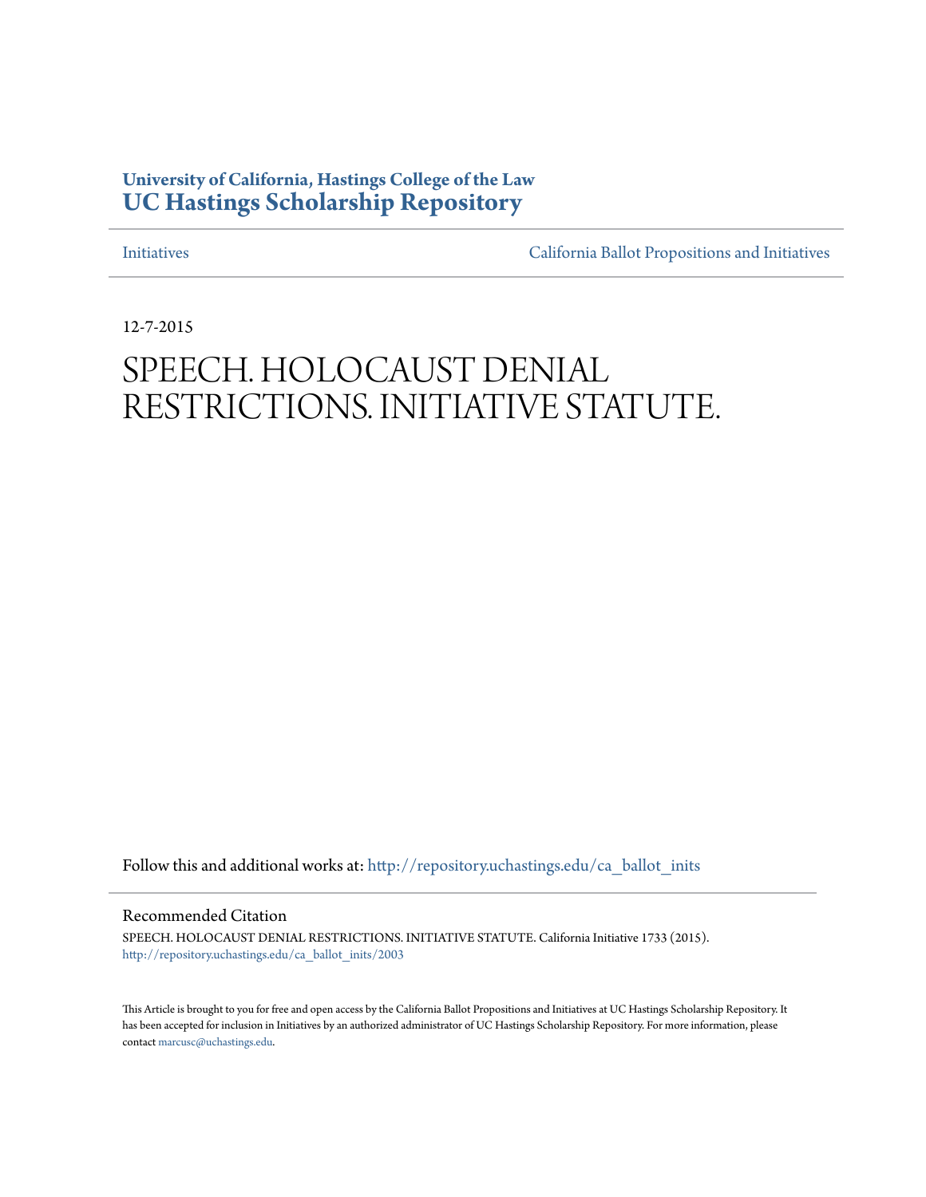**University of California, Hastings College of the Law**
**UC Hastings Scholarship Repository**

Initiatives | California Ballot Propositions and Initiatives

12-7-2015

# SPEECH. HOLOCAUST DENIAL RESTRICTIONS. INITIATIVE STATUTE.

Follow this and additional works at: http://repository.uchastings.edu/ca_ballot_inits

## Recommended Citation

SPEECH. HOLOCAUST DENIAL RESTRICTIONS. INITIATIVE STATUTE. California Initiative 1733 (2015).
http://repository.uchastings.edu/ca_ballot_inits/2003

This Article is brought to you for free and open access by the California Ballot Propositions and Initiatives at UC Hastings Scholarship Repository. It has been accepted for inclusion in Initiatives by an authorized administrator of UC Hastings Scholarship Repository. For more information, please contact marcusc@uchastings.edu.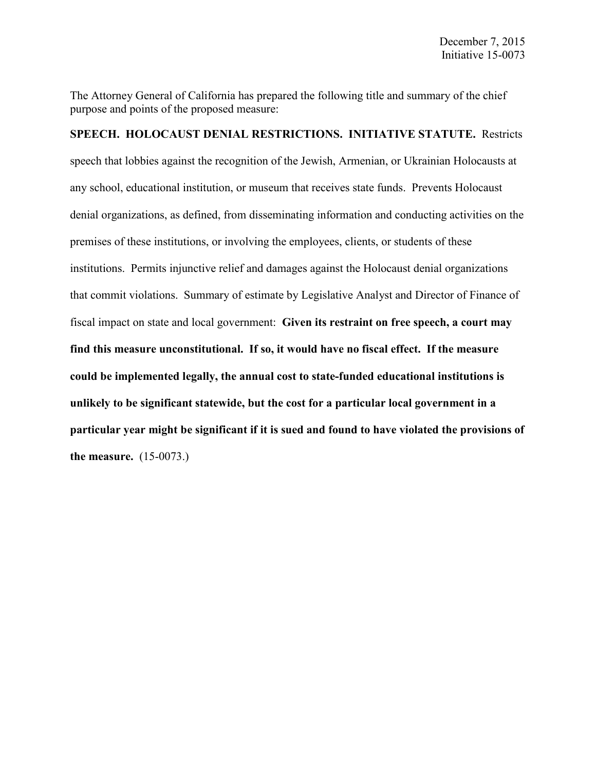December 7, 2015
Initiative 15-0073

The Attorney General of California has prepared the following title and summary of the chief purpose and points of the proposed measure:

**SPEECH. HOLOCAUST DENIAL RESTRICTIONS. INITIATIVE STATUTE.** Restricts speech that lobbies against the recognition of the Jewish, Armenian, or Ukrainian Holocausts at any school, educational institution, or museum that receives state funds. Prevents Holocaust denial organizations, as defined, from disseminating information and conducting activities on the premises of these institutions, or involving the employees, clients, or students of these institutions. Permits injunctive relief and damages against the Holocaust denial organizations that commit violations. Summary of estimate by Legislative Analyst and Director of Finance of fiscal impact on state and local government: **Given its restraint on free speech, a court may find this measure unconstitutional. If so, it would have no fiscal effect. If the measure could be implemented legally, the annual cost to state-funded educational institutions is unlikely to be significant statewide, but the cost for a particular local government in a particular year might be significant if it is sued and found to have violated the provisions of the measure.** (15-0073.)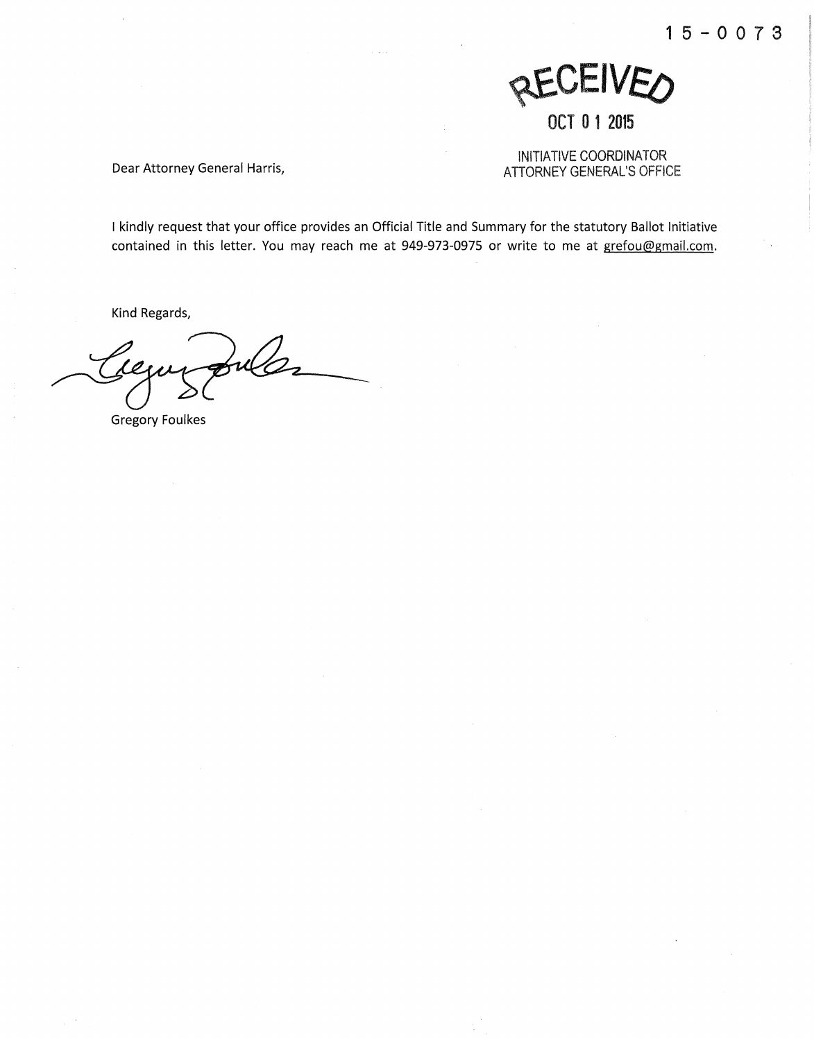15-0073

RECEIVED

OCT 01 2015

INITIATIVE COORDINATOR
ATTORNEY GENERAL'S OFFICE

Dear Attorney General Harris,

I kindly request that your office provides an Official Title and Summary for the statutory Ballot Initiative contained in this letter. You may reach me at 949-973-0975 or write to me at grefou@gmail.com.

Kind Regards,

Gregory Foulkes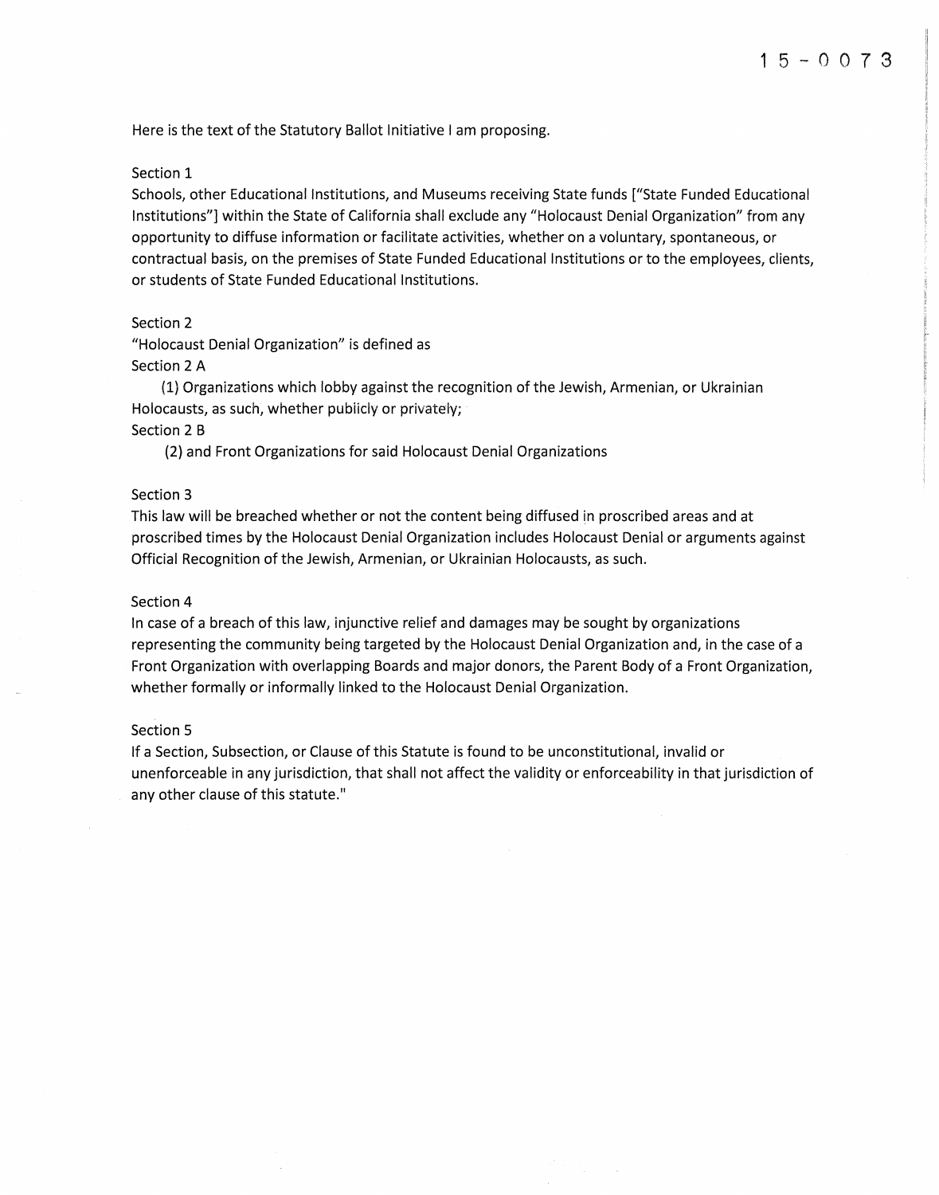15-0073

Here is the text of the Statutory Ballot Initiative I am proposing.

Section 1

Schools, other Educational Institutions, and Museums receiving State funds ["State Funded Educational Institutions"] within the State of California shall exclude any "Holocaust Denial Organization" from any opportunity to diffuse information or facilitate activities, whether on a voluntary, spontaneous, or contractual basis, on the premises of State Funded Educational Institutions or to the employees, clients, or students of State Funded Educational Institutions.

Section 2

"Holocaust Denial Organization" is defined as

Section 2 A

(1) Organizations which lobby against the recognition of the Jewish, Armenian, or Ukrainian Holocausts, as such, whether publicly or privately;

Section 2 B

(2) and Front Organizations for said Holocaust Denial Organizations

Section 3

This law will be breached whether or not the content being diffused in proscribed areas and at proscribed times by the Holocaust Denial Organization includes Holocaust Denial or arguments against Official Recognition of the Jewish, Armenian, or Ukrainian Holocausts, as such.

Section 4

In case of a breach of this law, injunctive relief and damages may be sought by organizations representing the community being targeted by the Holocaust Denial Organization and, in the case of a Front Organization with overlapping Boards and major donors, the Parent Body of a Front Organization, whether formally or informally linked to the Holocaust Denial Organization.

Section 5

If a Section, Subsection, or Clause of this Statute is found to be unconstitutional, invalid or unenforceable in any jurisdiction, that shall not affect the validity or enforceability in that jurisdiction of any other clause of this statute."